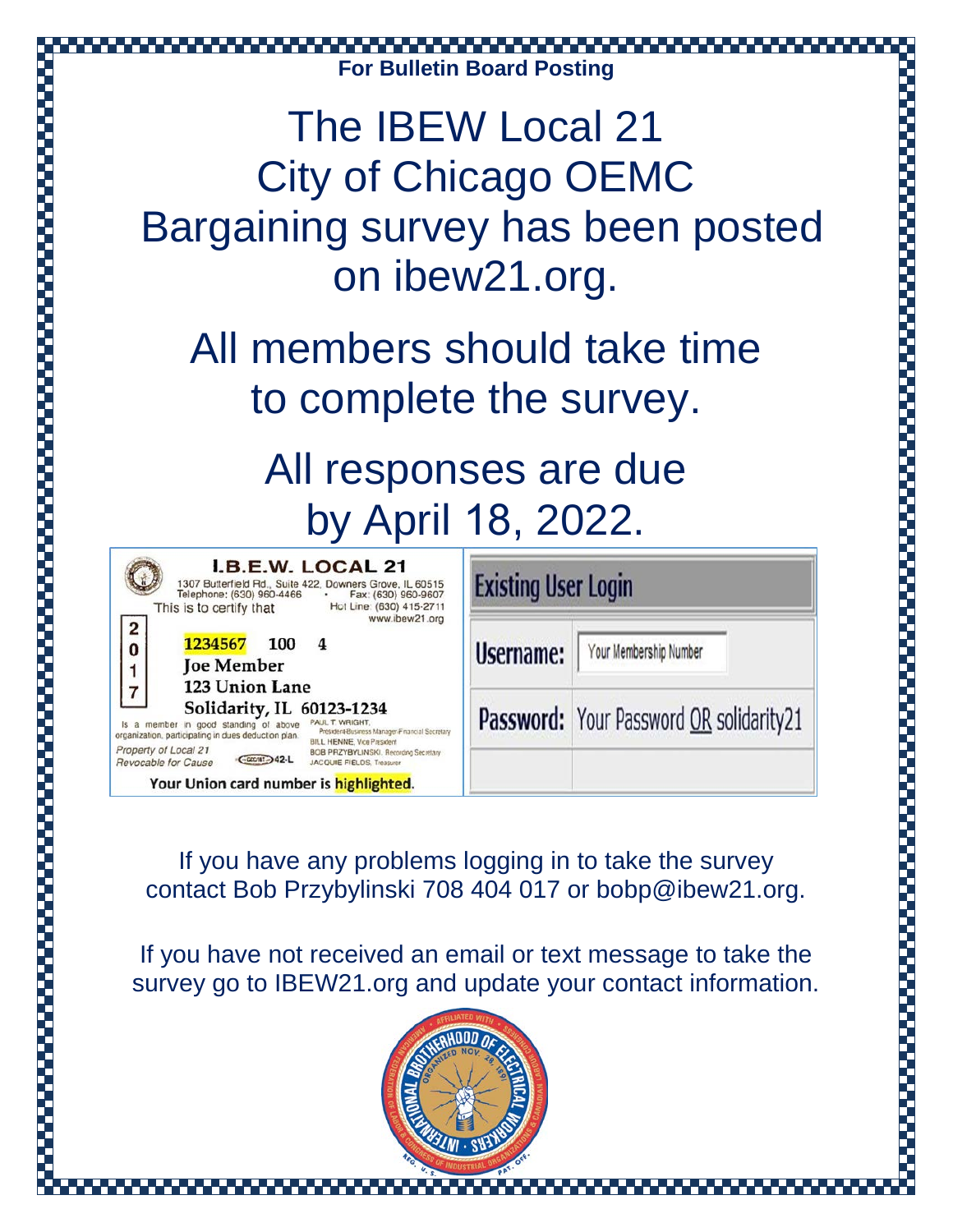**For Bulletin Board Posting**

# The IBEW Local 21 City of Chicago OEMC Bargaining survey has been posted on ibew21.org.

## All members should take time to complete the survey.

## All responses are due by April 18, 2022.

**I.B.E.W. LOCAL 21**
1307 Butterfield Rd., Suite 422, Downers Grove, IL 60515
Telephone: (630) 960-4466 • Fax: (630) 960-9607
Hot Line: (630) 415-2711
www.ibew21.org
This is to certify that

2017

**1234567** 100 4
Joe Member
123 Union Lane
Solidarity, IL 60123-1234

Is a member in good standing of above organization, participating in dues deduction plan.
Property of Local 21
Revocable for Cause
42-L

PAUL T. WRIGHT, President-Business Manager-Financial Secretary
BILL HENNE, Vice President
BOB PRZYBYLINSKI, Recording Secretary
JACQUIE FIELDS, Treasurer

Your Union card number is **highlighted**.

| Existing User Login | |
|---|---|
| Username: | Your Membership Number |
| Password: | Your Password OR solidarity21 |

If you have any problems logging in to take the survey contact Bob Przybylinski 708 404 017 or bobp@ibew21.org.

If you have not received an email or text message to take the survey go to IBEW21.org and update your contact information.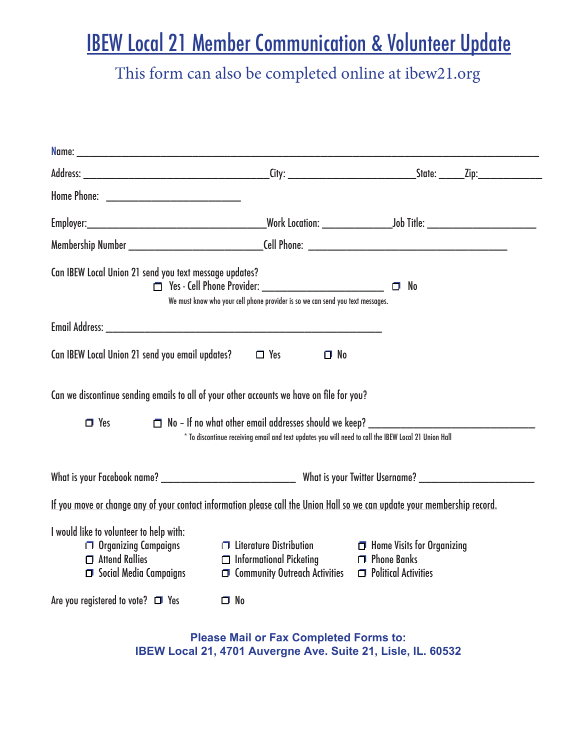# IBEW Local 21 Member Communication & Volunteer Update

This form can also be completed online at ibew21.org

Name: ______________________________________________________________________________

Address: ________________________________ City: ______________________ State: _____ Zip: ___________

Home Phone: ________________________

Employer: ______________________________ Work Location: ____________ Job Title: ____________________

Membership Number ________________________ Cell Phone: __________________________________

Can IBEW Local Union 21 send you text message updates?

☐ Yes - Cell Phone Provider: ______________________ ☐ No

We must know who your cell phone provider is so we can send you text messages.

Email Address: ________________________________________________

Can IBEW Local Union 21 send you email updates? ☐ Yes ☐ No

Can we discontinue sending emails to all of your other accounts we have on file for you?

☐ Yes ☐ No – If no what other email addresses should we keep? ______________________________

\* To discontinue receiving email and text updates you will need to call the IBEW Local 21 Union Hall

What is your Facebook name? ________________________ What is your Twitter Username? ____________________

If you move or change any of your contact information please call the Union Hall so we can update your membership record.

I would like to volunteer to help with:

- ☐ Organizing Campaigns
- ☐ Attend Rallies
- ☐ Social Media Campaigns
- ☐ Literature Distribution
- ☐ Informational Picketing
- ☐ Community Outreach Activities
- ☐ Home Visits for Organizing
- ☐ Phone Banks
- ☐ Political Activities

Are you registered to vote? ☐ Yes ☐ No

**Please Mail or Fax Completed Forms to:**
**IBEW Local 21, 4701 Auvergne Ave. Suite 21, Lisle, IL. 60532**